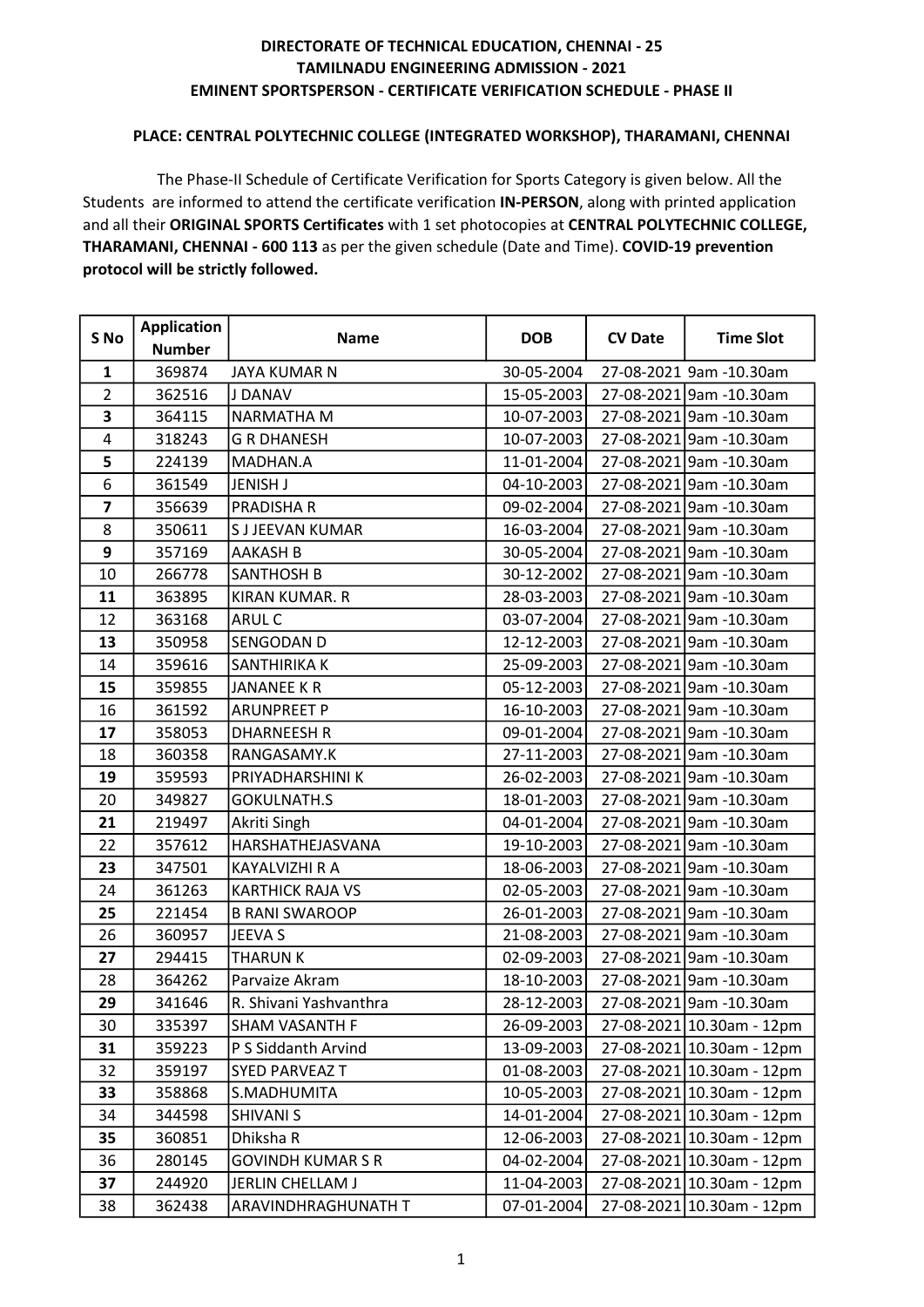**DIRECTORATE OF TECHNICAL EDUCATION, CHENNAI - 25**

**TAMILNADU ENGINEERING ADMISSION - 2021**

**EMINENT SPORTSPERSON - CERTIFICATE VERIFICATION SCHEDULE - PHASE II**

**PLACE: CENTRAL POLYTECHNIC COLLEGE (INTEGRATED WORKSHOP), THARAMANI, CHENNAI**

The Phase-II Schedule of Certificate Verification for Sports Category is given below. All the Students are informed to attend the certificate verification **IN-PERSON**, along with printed application and all their **ORIGINAL SPORTS Certificates** with 1 set photocopies at **CENTRAL POLYTECHNIC COLLEGE, THARAMANI, CHENNAI - 600 113** as per the given schedule (Date and Time). **COVID-19 prevention protocol will be strictly followed.**

| S No | Application Number | Name | DOB | CV Date | Time Slot |
|---|---|---|---|---|---|
| **1** | 369874 | JAYA KUMAR N | 30-05-2004 | 27-08-2021 | 9am -10.30am |
| 2 | 362516 | J DANAV | 15-05-2003 | 27-08-2021 | 9am -10.30am |
| **3** | 364115 | NARMATHA M | 10-07-2003 | 27-08-2021 | 9am -10.30am |
| 4 | 318243 | G R DHANESH | 10-07-2003 | 27-08-2021 | 9am -10.30am |
| **5** | 224139 | MADHAN.A | 11-01-2004 | 27-08-2021 | 9am -10.30am |
| 6 | 361549 | JENISH J | 04-10-2003 | 27-08-2021 | 9am -10.30am |
| **7** | 356639 | PRADISHA R | 09-02-2004 | 27-08-2021 | 9am -10.30am |
| 8 | 350611 | S J JEEVAN KUMAR | 16-03-2004 | 27-08-2021 | 9am -10.30am |
| **9** | 357169 | AAKASH B | 30-05-2004 | 27-08-2021 | 9am -10.30am |
| 10 | 266778 | SANTHOSH B | 30-12-2002 | 27-08-2021 | 9am -10.30am |
| **11** | 363895 | KIRAN KUMAR. R | 28-03-2003 | 27-08-2021 | 9am -10.30am |
| 12 | 363168 | ARUL C | 03-07-2004 | 27-08-2021 | 9am -10.30am |
| **13** | 350958 | SENGODAN D | 12-12-2003 | 27-08-2021 | 9am -10.30am |
| 14 | 359616 | SANTHIRIKA K | 25-09-2003 | 27-08-2021 | 9am -10.30am |
| **15** | 359855 | JANANEE K R | 05-12-2003 | 27-08-2021 | 9am -10.30am |
| 16 | 361592 | ARUNPREET P | 16-10-2003 | 27-08-2021 | 9am -10.30am |
| **17** | 358053 | DHARNEESH R | 09-01-2004 | 27-08-2021 | 9am -10.30am |
| 18 | 360358 | RANGASAMY.K | 27-11-2003 | 27-08-2021 | 9am -10.30am |
| **19** | 359593 | PRIYADHARSHINI K | 26-02-2003 | 27-08-2021 | 9am -10.30am |
| 20 | 349827 | GOKULNATH.S | 18-01-2003 | 27-08-2021 | 9am -10.30am |
| **21** | 219497 | Akriti Singh | 04-01-2004 | 27-08-2021 | 9am -10.30am |
| 22 | 357612 | HARSHATHEJASVANA | 19-10-2003 | 27-08-2021 | 9am -10.30am |
| **23** | 347501 | KAYALVIZHI R A | 18-06-2003 | 27-08-2021 | 9am -10.30am |
| 24 | 361263 | KARTHICK RAJA VS | 02-05-2003 | 27-08-2021 | 9am -10.30am |
| **25** | 221454 | B RANI SWAROOP | 26-01-2003 | 27-08-2021 | 9am -10.30am |
| 26 | 360957 | JEEVA S | 21-08-2003 | 27-08-2021 | 9am -10.30am |
| **27** | 294415 | THARUN K | 02-09-2003 | 27-08-2021 | 9am -10.30am |
| 28 | 364262 | Parvaize Akram | 18-10-2003 | 27-08-2021 | 9am -10.30am |
| **29** | 341646 | R. Shivani Yashvanthra | 28-12-2003 | 27-08-2021 | 9am -10.30am |
| 30 | 335397 | SHAM VASANTH F | 26-09-2003 | 27-08-2021 | 10.30am - 12pm |
| **31** | 359223 | P S Siddanth Arvind | 13-09-2003 | 27-08-2021 | 10.30am - 12pm |
| 32 | 359197 | SYED PARVEAZ T | 01-08-2003 | 27-08-2021 | 10.30am - 12pm |
| **33** | 358868 | S.MADHUMITA | 10-05-2003 | 27-08-2021 | 10.30am - 12pm |
| 34 | 344598 | SHIVANI S | 14-01-2004 | 27-08-2021 | 10.30am - 12pm |
| **35** | 360851 | Dhiksha R | 12-06-2003 | 27-08-2021 | 10.30am - 12pm |
| 36 | 280145 | GOVINDH KUMAR S R | 04-02-2004 | 27-08-2021 | 10.30am - 12pm |
| **37** | 244920 | JERLIN CHELLAM J | 11-04-2003 | 27-08-2021 | 10.30am - 12pm |
| 38 | 362438 | ARAVINDHRAGHUNATH T | 07-01-2004 | 27-08-2021 | 10.30am - 12pm |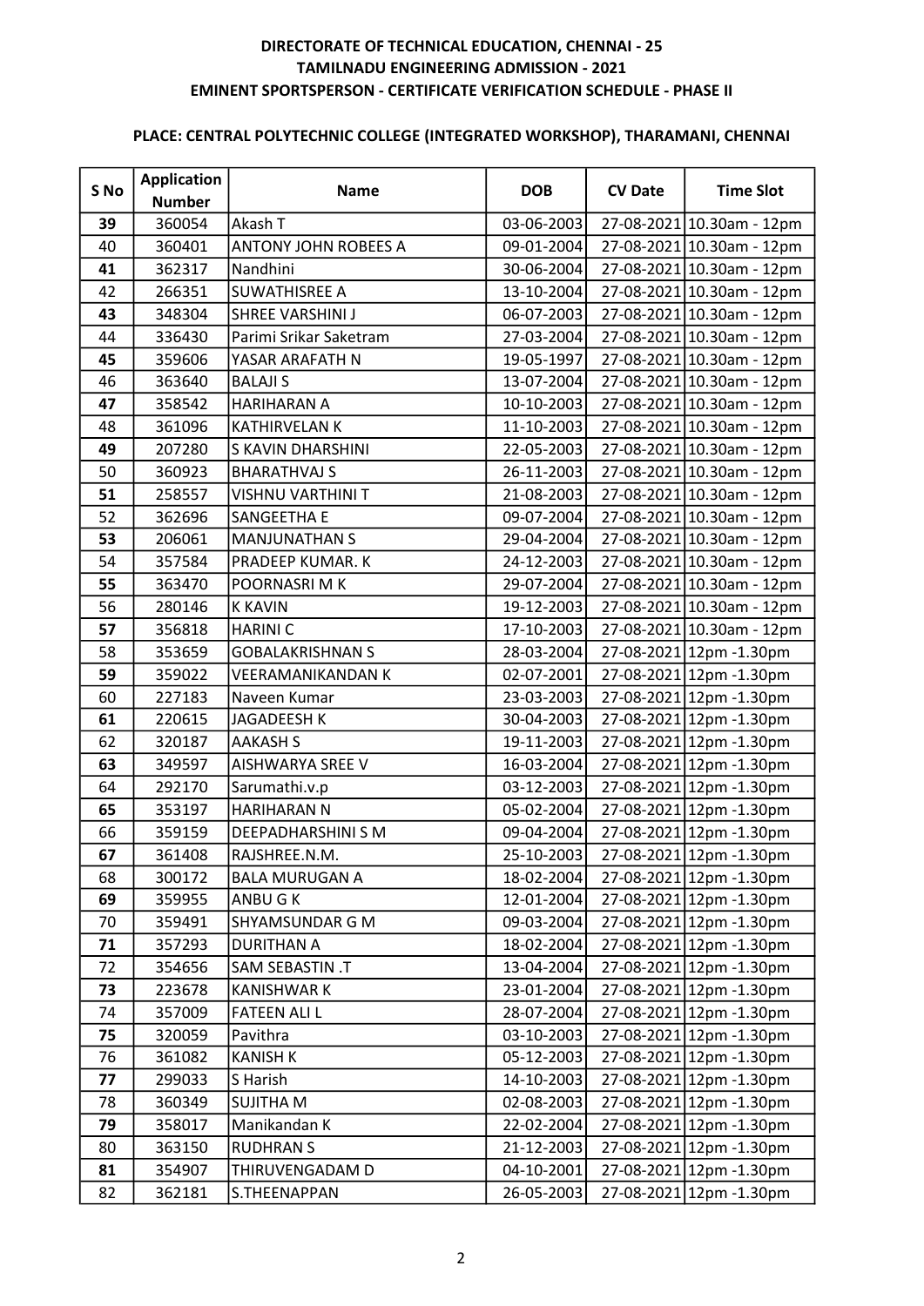**DIRECTORATE OF TECHNICAL EDUCATION, CHENNAI - 25**
**TAMILNADU ENGINEERING ADMISSION - 2021**
**EMINENT SPORTSPERSON - CERTIFICATE VERIFICATION SCHEDULE - PHASE II**

**PLACE: CENTRAL POLYTECHNIC COLLEGE (INTEGRATED WORKSHOP), THARAMANI, CHENNAI**

| S No | Application Number | Name | DOB | CV Date | Time Slot |
|---|---|---|---|---|---|
| 39 | 360054 | Akash T | 03-06-2003 | 27-08-2021 | 10.30am - 12pm |
| 40 | 360401 | ANTONY JOHN ROBEES A | 09-01-2004 | 27-08-2021 | 10.30am - 12pm |
| 41 | 362317 | Nandhini | 30-06-2004 | 27-08-2021 | 10.30am - 12pm |
| 42 | 266351 | SUWATHISREE A | 13-10-2004 | 27-08-2021 | 10.30am - 12pm |
| 43 | 348304 | SHREE VARSHINI J | 06-07-2003 | 27-08-2021 | 10.30am - 12pm |
| 44 | 336430 | Parimi Srikar Saketram | 27-03-2004 | 27-08-2021 | 10.30am - 12pm |
| 45 | 359606 | YASAR ARAFATH N | 19-05-1997 | 27-08-2021 | 10.30am - 12pm |
| 46 | 363640 | BALAJI S | 13-07-2004 | 27-08-2021 | 10.30am - 12pm |
| 47 | 358542 | HARIHARAN A | 10-10-2003 | 27-08-2021 | 10.30am - 12pm |
| 48 | 361096 | KATHIRVELAN K | 11-10-2003 | 27-08-2021 | 10.30am - 12pm |
| 49 | 207280 | S KAVIN DHARSHINI | 22-05-2003 | 27-08-2021 | 10.30am - 12pm |
| 50 | 360923 | BHARATHVAJ S | 26-11-2003 | 27-08-2021 | 10.30am - 12pm |
| 51 | 258557 | VISHNU VARTHINI T | 21-08-2003 | 27-08-2021 | 10.30am - 12pm |
| 52 | 362696 | SANGEETHA E | 09-07-2004 | 27-08-2021 | 10.30am - 12pm |
| 53 | 206061 | MANJUNATHAN S | 29-04-2004 | 27-08-2021 | 10.30am - 12pm |
| 54 | 357584 | PRADEEP KUMAR. K | 24-12-2003 | 27-08-2021 | 10.30am - 12pm |
| 55 | 363470 | POORNASRI M K | 29-07-2004 | 27-08-2021 | 10.30am - 12pm |
| 56 | 280146 | K KAVIN | 19-12-2003 | 27-08-2021 | 10.30am - 12pm |
| 57 | 356818 | HARINI C | 17-10-2003 | 27-08-2021 | 10.30am - 12pm |
| 58 | 353659 | GOBALAKRISHNAN S | 28-03-2004 | 27-08-2021 | 12pm -1.30pm |
| 59 | 359022 | VEERAMANIKANDAN K | 02-07-2001 | 27-08-2021 | 12pm -1.30pm |
| 60 | 227183 | Naveen Kumar | 23-03-2003 | 27-08-2021 | 12pm -1.30pm |
| 61 | 220615 | JAGADEESH K | 30-04-2003 | 27-08-2021 | 12pm -1.30pm |
| 62 | 320187 | AAKASH S | 19-11-2003 | 27-08-2021 | 12pm -1.30pm |
| 63 | 349597 | AISHWARYA SREE V | 16-03-2004 | 27-08-2021 | 12pm -1.30pm |
| 64 | 292170 | Sarumathi.v.p | 03-12-2003 | 27-08-2021 | 12pm -1.30pm |
| 65 | 353197 | HARIHARAN N | 05-02-2004 | 27-08-2021 | 12pm -1.30pm |
| 66 | 359159 | DEEPADHARSHINI S M | 09-04-2004 | 27-08-2021 | 12pm -1.30pm |
| 67 | 361408 | RAJSHREE.N.M. | 25-10-2003 | 27-08-2021 | 12pm -1.30pm |
| 68 | 300172 | BALA MURUGAN A | 18-02-2004 | 27-08-2021 | 12pm -1.30pm |
| 69 | 359955 | ANBU G K | 12-01-2004 | 27-08-2021 | 12pm -1.30pm |
| 70 | 359491 | SHYAMSUNDAR G M | 09-03-2004 | 27-08-2021 | 12pm -1.30pm |
| 71 | 357293 | DURITHAN A | 18-02-2004 | 27-08-2021 | 12pm -1.30pm |
| 72 | 354656 | SAM SEBASTIN .T | 13-04-2004 | 27-08-2021 | 12pm -1.30pm |
| 73 | 223678 | KANISHWAR K | 23-01-2004 | 27-08-2021 | 12pm -1.30pm |
| 74 | 357009 | FATEEN ALI L | 28-07-2004 | 27-08-2021 | 12pm -1.30pm |
| 75 | 320059 | Pavithra | 03-10-2003 | 27-08-2021 | 12pm -1.30pm |
| 76 | 361082 | KANISH K | 05-12-2003 | 27-08-2021 | 12pm -1.30pm |
| 77 | 299033 | S Harish | 14-10-2003 | 27-08-2021 | 12pm -1.30pm |
| 78 | 360349 | SUJITHA M | 02-08-2003 | 27-08-2021 | 12pm -1.30pm |
| 79 | 358017 | Manikandan K | 22-02-2004 | 27-08-2021 | 12pm -1.30pm |
| 80 | 363150 | RUDHRAN S | 21-12-2003 | 27-08-2021 | 12pm -1.30pm |
| 81 | 354907 | THIRUVENGADAM D | 04-10-2001 | 27-08-2021 | 12pm -1.30pm |
| 82 | 362181 | S.THEENAPPAN | 26-05-2003 | 27-08-2021 | 12pm -1.30pm |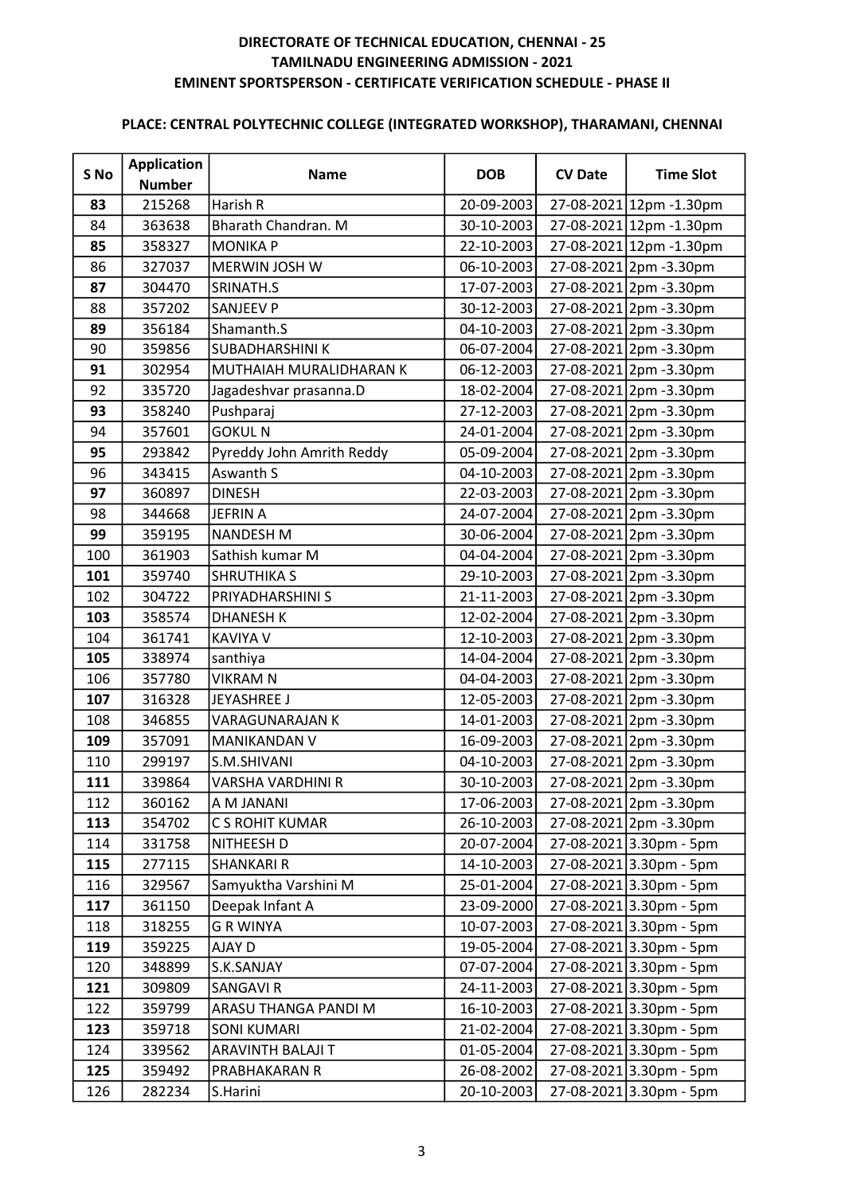**DIRECTORATE OF TECHNICAL EDUCATION, CHENNAI - 25**
**TAMILNADU ENGINEERING ADMISSION - 2021**
**EMINENT SPORTSPERSON - CERTIFICATE VERIFICATION SCHEDULE - PHASE II**

**PLACE: CENTRAL POLYTECHNIC COLLEGE (INTEGRATED WORKSHOP), THARAMANI, CHENNAI**

| S No | Application Number | Name | DOB | CV Date | Time Slot |
|---|---|---|---|---|---|
| **83** | 215268 | Harish R | 20-09-2003 | 27-08-2021 | 12pm -1.30pm |
| 84 | 363638 | Bharath Chandran. M | 30-10-2003 | 27-08-2021 | 12pm -1.30pm |
| **85** | 358327 | MONIKA P | 22-10-2003 | 27-08-2021 | 12pm -1.30pm |
| 86 | 327037 | MERWIN JOSH W | 06-10-2003 | 27-08-2021 | 2pm -3.30pm |
| **87** | 304470 | SRINATH.S | 17-07-2003 | 27-08-2021 | 2pm -3.30pm |
| 88 | 357202 | SANJEEV P | 30-12-2003 | 27-08-2021 | 2pm -3.30pm |
| **89** | 356184 | Shamanth.S | 04-10-2003 | 27-08-2021 | 2pm -3.30pm |
| 90 | 359856 | SUBADHARSHINI K | 06-07-2004 | 27-08-2021 | 2pm -3.30pm |
| **91** | 302954 | MUTHAIAH MURALIDHARAN K | 06-12-2003 | 27-08-2021 | 2pm -3.30pm |
| 92 | 335720 | Jagadeshvar prasanna.D | 18-02-2004 | 27-08-2021 | 2pm -3.30pm |
| **93** | 358240 | Pushparaj | 27-12-2003 | 27-08-2021 | 2pm -3.30pm |
| 94 | 357601 | GOKUL N | 24-01-2004 | 27-08-2021 | 2pm -3.30pm |
| **95** | 293842 | Pyreddy John Amrith Reddy | 05-09-2004 | 27-08-2021 | 2pm -3.30pm |
| 96 | 343415 | Aswanth S | 04-10-2003 | 27-08-2021 | 2pm -3.30pm |
| **97** | 360897 | DINESH | 22-03-2003 | 27-08-2021 | 2pm -3.30pm |
| 98 | 344668 | JEFRIN A | 24-07-2004 | 27-08-2021 | 2pm -3.30pm |
| **99** | 359195 | NANDESH M | 30-06-2004 | 27-08-2021 | 2pm -3.30pm |
| 100 | 361903 | Sathish kumar M | 04-04-2004 | 27-08-2021 | 2pm -3.30pm |
| **101** | 359740 | SHRUTHIKA S | 29-10-2003 | 27-08-2021 | 2pm -3.30pm |
| 102 | 304722 | PRIYADHARSHINI S | 21-11-2003 | 27-08-2021 | 2pm -3.30pm |
| **103** | 358574 | DHANESH K | 12-02-2004 | 27-08-2021 | 2pm -3.30pm |
| 104 | 361741 | KAVIYA V | 12-10-2003 | 27-08-2021 | 2pm -3.30pm |
| **105** | 338974 | santhiya | 14-04-2004 | 27-08-2021 | 2pm -3.30pm |
| 106 | 357780 | VIKRAM N | 04-04-2003 | 27-08-2021 | 2pm -3.30pm |
| **107** | 316328 | JEYASHREE J | 12-05-2003 | 27-08-2021 | 2pm -3.30pm |
| 108 | 346855 | VARAGUNARAJAN K | 14-01-2003 | 27-08-2021 | 2pm -3.30pm |
| **109** | 357091 | MANIKANDAN V | 16-09-2003 | 27-08-2021 | 2pm -3.30pm |
| 110 | 299197 | S.M.SHIVANI | 04-10-2003 | 27-08-2021 | 2pm -3.30pm |
| **111** | 339864 | VARSHA VARDHINI R | 30-10-2003 | 27-08-2021 | 2pm -3.30pm |
| 112 | 360162 | A M JANANI | 17-06-2003 | 27-08-2021 | 2pm -3.30pm |
| **113** | 354702 | C S ROHIT KUMAR | 26-10-2003 | 27-08-2021 | 2pm -3.30pm |
| 114 | 331758 | NITHEESH D | 20-07-2004 | 27-08-2021 | 3.30pm - 5pm |
| **115** | 277115 | SHANKARI R | 14-10-2003 | 27-08-2021 | 3.30pm - 5pm |
| 116 | 329567 | Samyuktha Varshini M | 25-01-2004 | 27-08-2021 | 3.30pm - 5pm |
| **117** | 361150 | Deepak Infant A | 23-09-2000 | 27-08-2021 | 3.30pm - 5pm |
| 118 | 318255 | G R WINYA | 10-07-2003 | 27-08-2021 | 3.30pm - 5pm |
| **119** | 359225 | AJAY D | 19-05-2004 | 27-08-2021 | 3.30pm - 5pm |
| 120 | 348899 | S.K.SANJAY | 07-07-2004 | 27-08-2021 | 3.30pm - 5pm |
| **121** | 309809 | SANGAVI R | 24-11-2003 | 27-08-2021 | 3.30pm - 5pm |
| 122 | 359799 | ARASU THANGA PANDI M | 16-10-2003 | 27-08-2021 | 3.30pm - 5pm |
| **123** | 359718 | SONI KUMARI | 21-02-2004 | 27-08-2021 | 3.30pm - 5pm |
| 124 | 339562 | ARAVINTH BALAJI T | 01-05-2004 | 27-08-2021 | 3.30pm - 5pm |
| **125** | 359492 | PRABHAKARAN R | 26-08-2002 | 27-08-2021 | 3.30pm - 5pm |
| 126 | 282234 | S.Harini | 20-10-2003 | 27-08-2021 | 3.30pm - 5pm |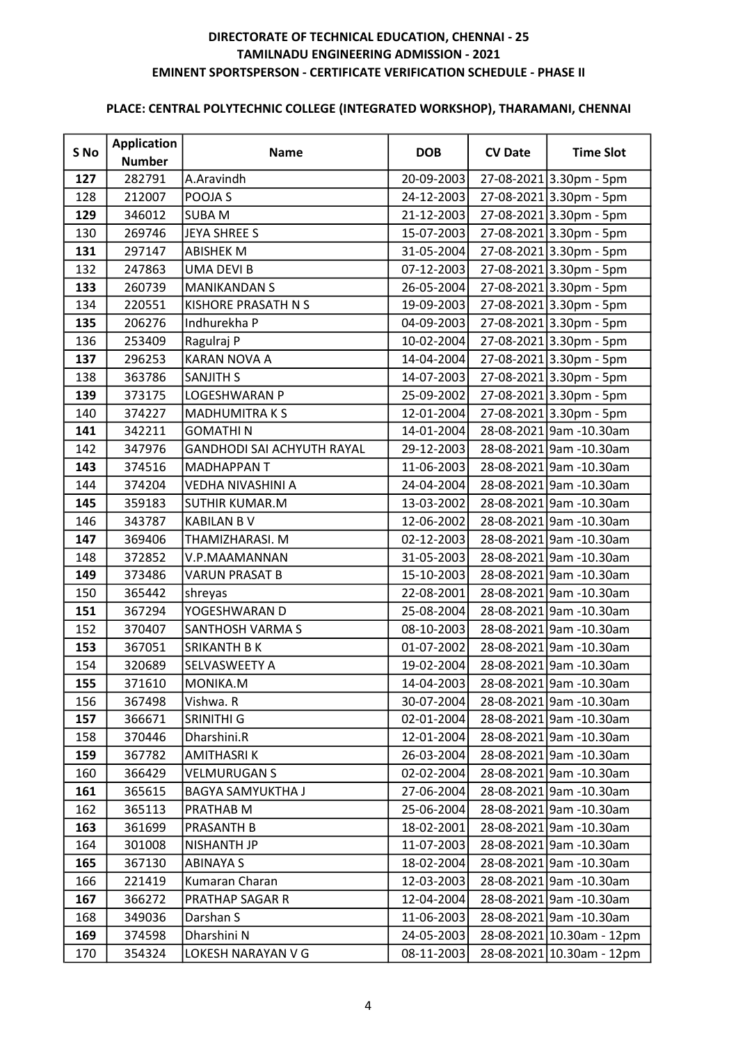**DIRECTORATE OF TECHNICAL EDUCATION, CHENNAI - 25**
**TAMILNADU ENGINEERING ADMISSION - 2021**
**EMINENT SPORTSPERSON - CERTIFICATE VERIFICATION SCHEDULE - PHASE II**

**PLACE: CENTRAL POLYTECHNIC COLLEGE (INTEGRATED WORKSHOP), THARAMANI, CHENNAI**

| S No | Application Number | Name | DOB | CV Date | Time Slot |
|---|---|---|---|---|---|
| **127** | 282791 | A.Aravindh | 20-09-2003 | 27-08-2021 | 3.30pm - 5pm |
| 128 | 212007 | POOJA S | 24-12-2003 | 27-08-2021 | 3.30pm - 5pm |
| **129** | 346012 | SUBA M | 21-12-2003 | 27-08-2021 | 3.30pm - 5pm |
| 130 | 269746 | JEYA SHREE S | 15-07-2003 | 27-08-2021 | 3.30pm - 5pm |
| **131** | 297147 | ABISHEK M | 31-05-2004 | 27-08-2021 | 3.30pm - 5pm |
| 132 | 247863 | UMA DEVI B | 07-12-2003 | 27-08-2021 | 3.30pm - 5pm |
| **133** | 260739 | MANIKANDAN S | 26-05-2004 | 27-08-2021 | 3.30pm - 5pm |
| 134 | 220551 | KISHORE PRASATH N S | 19-09-2003 | 27-08-2021 | 3.30pm - 5pm |
| **135** | 206276 | Indhurekha P | 04-09-2003 | 27-08-2021 | 3.30pm - 5pm |
| 136 | 253409 | Ragulraj P | 10-02-2004 | 27-08-2021 | 3.30pm - 5pm |
| **137** | 296253 | KARAN NOVA A | 14-04-2004 | 27-08-2021 | 3.30pm - 5pm |
| 138 | 363786 | SANJITH S | 14-07-2003 | 27-08-2021 | 3.30pm - 5pm |
| **139** | 373175 | LOGESHWARAN P | 25-09-2002 | 27-08-2021 | 3.30pm - 5pm |
| 140 | 374227 | MADHUMITRA K S | 12-01-2004 | 27-08-2021 | 3.30pm - 5pm |
| **141** | 342211 | GOMATHI N | 14-01-2004 | 28-08-2021 | 9am -10.30am |
| 142 | 347976 | GANDHODI SAI ACHYUTH RAYAL | 29-12-2003 | 28-08-2021 | 9am -10.30am |
| **143** | 374516 | MADHAPPAN T | 11-06-2003 | 28-08-2021 | 9am -10.30am |
| 144 | 374204 | VEDHA NIVASHINI A | 24-04-2004 | 28-08-2021 | 9am -10.30am |
| **145** | 359183 | SUTHIR KUMAR.M | 13-03-2002 | 28-08-2021 | 9am -10.30am |
| 146 | 343787 | KABILAN B V | 12-06-2002 | 28-08-2021 | 9am -10.30am |
| **147** | 369406 | THAMIZHARASI. M | 02-12-2003 | 28-08-2021 | 9am -10.30am |
| 148 | 372852 | V.P.MAAMANNAN | 31-05-2003 | 28-08-2021 | 9am -10.30am |
| **149** | 373486 | VARUN PRASAT B | 15-10-2003 | 28-08-2021 | 9am -10.30am |
| 150 | 365442 | shreyas | 22-08-2001 | 28-08-2021 | 9am -10.30am |
| **151** | 367294 | YOGESHWARAN D | 25-08-2004 | 28-08-2021 | 9am -10.30am |
| 152 | 370407 | SANTHOSH VARMA S | 08-10-2003 | 28-08-2021 | 9am -10.30am |
| **153** | 367051 | SRIKANTH B K | 01-07-2002 | 28-08-2021 | 9am -10.30am |
| 154 | 320689 | SELVASWEETY A | 19-02-2004 | 28-08-2021 | 9am -10.30am |
| **155** | 371610 | MONIKA.M | 14-04-2003 | 28-08-2021 | 9am -10.30am |
| 156 | 367498 | Vishwa. R | 30-07-2004 | 28-08-2021 | 9am -10.30am |
| **157** | 366671 | SRINITHI G | 02-01-2004 | 28-08-2021 | 9am -10.30am |
| 158 | 370446 | Dharshini.R | 12-01-2004 | 28-08-2021 | 9am -10.30am |
| **159** | 367782 | AMITHASRI K | 26-03-2004 | 28-08-2021 | 9am -10.30am |
| 160 | 366429 | VELMURUGAN S | 02-02-2004 | 28-08-2021 | 9am -10.30am |
| **161** | 365615 | BAGYA SAMYUKTHA J | 27-06-2004 | 28-08-2021 | 9am -10.30am |
| 162 | 365113 | PRATHAB M | 25-06-2004 | 28-08-2021 | 9am -10.30am |
| **163** | 361699 | PRASANTH B | 18-02-2001 | 28-08-2021 | 9am -10.30am |
| 164 | 301008 | NISHANTH JP | 11-07-2003 | 28-08-2021 | 9am -10.30am |
| **165** | 367130 | ABINAYA S | 18-02-2004 | 28-08-2021 | 9am -10.30am |
| 166 | 221419 | Kumaran Charan | 12-03-2003 | 28-08-2021 | 9am -10.30am |
| **167** | 366272 | PRATHAP SAGAR R | 12-04-2004 | 28-08-2021 | 9am -10.30am |
| 168 | 349036 | Darshan S | 11-06-2003 | 28-08-2021 | 9am -10.30am |
| **169** | 374598 | Dharshini N | 24-05-2003 | 28-08-2021 | 10.30am - 12pm |
| 170 | 354324 | LOKESH NARAYAN V G | 08-11-2003 | 28-08-2021 | 10.30am - 12pm |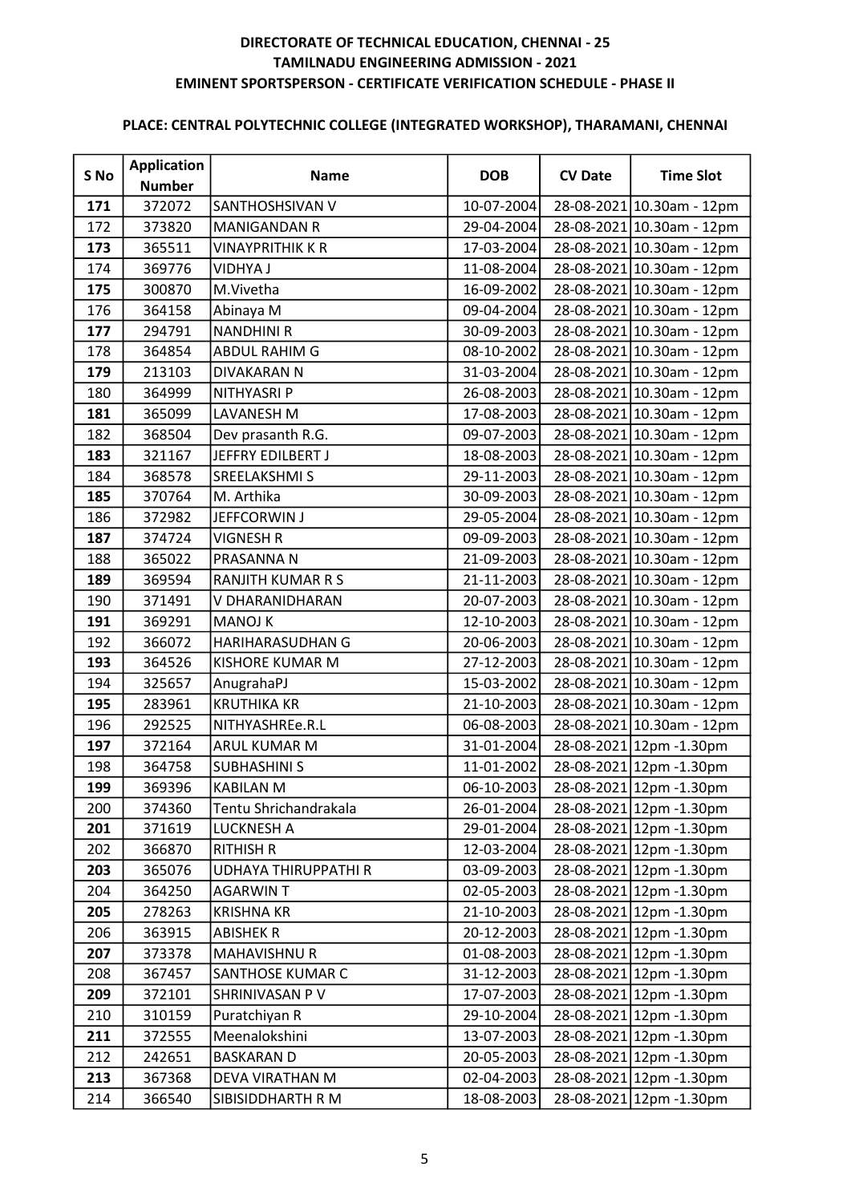**DIRECTORATE OF TECHNICAL EDUCATION, CHENNAI - 25**
**TAMILNADU ENGINEERING ADMISSION - 2021**
**EMINENT SPORTSPERSON - CERTIFICATE VERIFICATION SCHEDULE - PHASE II**

**PLACE: CENTRAL POLYTECHNIC COLLEGE (INTEGRATED WORKSHOP), THARAMANI, CHENNAI**

| S No | Application Number | Name | DOB | CV Date | Time Slot |
|---|---|---|---|---|---|
| 171 | 372072 | SANTHOSHSIVAN V | 10-07-2004 | 28-08-2021 | 10.30am - 12pm |
| 172 | 373820 | MANIGANDAN R | 29-04-2004 | 28-08-2021 | 10.30am - 12pm |
| 173 | 365511 | VINAYPRITHIK K R | 17-03-2004 | 28-08-2021 | 10.30am - 12pm |
| 174 | 369776 | VIDHYA J | 11-08-2004 | 28-08-2021 | 10.30am - 12pm |
| 175 | 300870 | M.Vivetha | 16-09-2002 | 28-08-2021 | 10.30am - 12pm |
| 176 | 364158 | Abinaya M | 09-04-2004 | 28-08-2021 | 10.30am - 12pm |
| 177 | 294791 | NANDHINI R | 30-09-2003 | 28-08-2021 | 10.30am - 12pm |
| 178 | 364854 | ABDUL RAHIM G | 08-10-2002 | 28-08-2021 | 10.30am - 12pm |
| 179 | 213103 | DIVAKARAN N | 31-03-2004 | 28-08-2021 | 10.30am - 12pm |
| 180 | 364999 | NITHYASRI P | 26-08-2003 | 28-08-2021 | 10.30am - 12pm |
| 181 | 365099 | LAVANESH M | 17-08-2003 | 28-08-2021 | 10.30am - 12pm |
| 182 | 368504 | Dev prasanth R.G. | 09-07-2003 | 28-08-2021 | 10.30am - 12pm |
| 183 | 321167 | JEFFRY EDILBERT J | 18-08-2003 | 28-08-2021 | 10.30am - 12pm |
| 184 | 368578 | SREELAKSHMI S | 29-11-2003 | 28-08-2021 | 10.30am - 12pm |
| 185 | 370764 | M. Arthika | 30-09-2003 | 28-08-2021 | 10.30am - 12pm |
| 186 | 372982 | JEFFCORWIN J | 29-05-2004 | 28-08-2021 | 10.30am - 12pm |
| 187 | 374724 | VIGNESH R | 09-09-2003 | 28-08-2021 | 10.30am - 12pm |
| 188 | 365022 | PRASANNA N | 21-09-2003 | 28-08-2021 | 10.30am - 12pm |
| 189 | 369594 | RANJITH KUMAR R S | 21-11-2003 | 28-08-2021 | 10.30am - 12pm |
| 190 | 371491 | V DHARANIDHARAN | 20-07-2003 | 28-08-2021 | 10.30am - 12pm |
| 191 | 369291 | MANOJ K | 12-10-2003 | 28-08-2021 | 10.30am - 12pm |
| 192 | 366072 | HARIHARASUDHAN G | 20-06-2003 | 28-08-2021 | 10.30am - 12pm |
| 193 | 364526 | KISHORE KUMAR M | 27-12-2003 | 28-08-2021 | 10.30am - 12pm |
| 194 | 325657 | AnugrahaPJ | 15-03-2002 | 28-08-2021 | 10.30am - 12pm |
| 195 | 283961 | KRUTHIKA KR | 21-10-2003 | 28-08-2021 | 10.30am - 12pm |
| 196 | 292525 | NITHYASHREe.R.L | 06-08-2003 | 28-08-2021 | 10.30am - 12pm |
| 197 | 372164 | ARUL KUMAR M | 31-01-2004 | 28-08-2021 | 12pm -1.30pm |
| 198 | 364758 | SUBHASHINI S | 11-01-2002 | 28-08-2021 | 12pm -1.30pm |
| 199 | 369396 | KABILAN M | 06-10-2003 | 28-08-2021 | 12pm -1.30pm |
| 200 | 374360 | Tentu Shrichandrakala | 26-01-2004 | 28-08-2021 | 12pm -1.30pm |
| 201 | 371619 | LUCKNESH A | 29-01-2004 | 28-08-2021 | 12pm -1.30pm |
| 202 | 366870 | RITHISH R | 12-03-2004 | 28-08-2021 | 12pm -1.30pm |
| 203 | 365076 | UDHAYA THIRUPPATHI R | 03-09-2003 | 28-08-2021 | 12pm -1.30pm |
| 204 | 364250 | AGARWIN T | 02-05-2003 | 28-08-2021 | 12pm -1.30pm |
| 205 | 278263 | KRISHNA KR | 21-10-2003 | 28-08-2021 | 12pm -1.30pm |
| 206 | 363915 | ABISHEK R | 20-12-2003 | 28-08-2021 | 12pm -1.30pm |
| 207 | 373378 | MAHAVISHNU R | 01-08-2003 | 28-08-2021 | 12pm -1.30pm |
| 208 | 367457 | SANTHOSE KUMAR C | 31-12-2003 | 28-08-2021 | 12pm -1.30pm |
| 209 | 372101 | SHRINIVASAN P V | 17-07-2003 | 28-08-2021 | 12pm -1.30pm |
| 210 | 310159 | Puratchiyan R | 29-10-2004 | 28-08-2021 | 12pm -1.30pm |
| 211 | 372555 | Meenalokshini | 13-07-2003 | 28-08-2021 | 12pm -1.30pm |
| 212 | 242651 | BASKARAN D | 20-05-2003 | 28-08-2021 | 12pm -1.30pm |
| 213 | 367368 | DEVA VIRATHAN M | 02-04-2003 | 28-08-2021 | 12pm -1.30pm |
| 214 | 366540 | SIBISIDDHARTH R M | 18-08-2003 | 28-08-2021 | 12pm -1.30pm |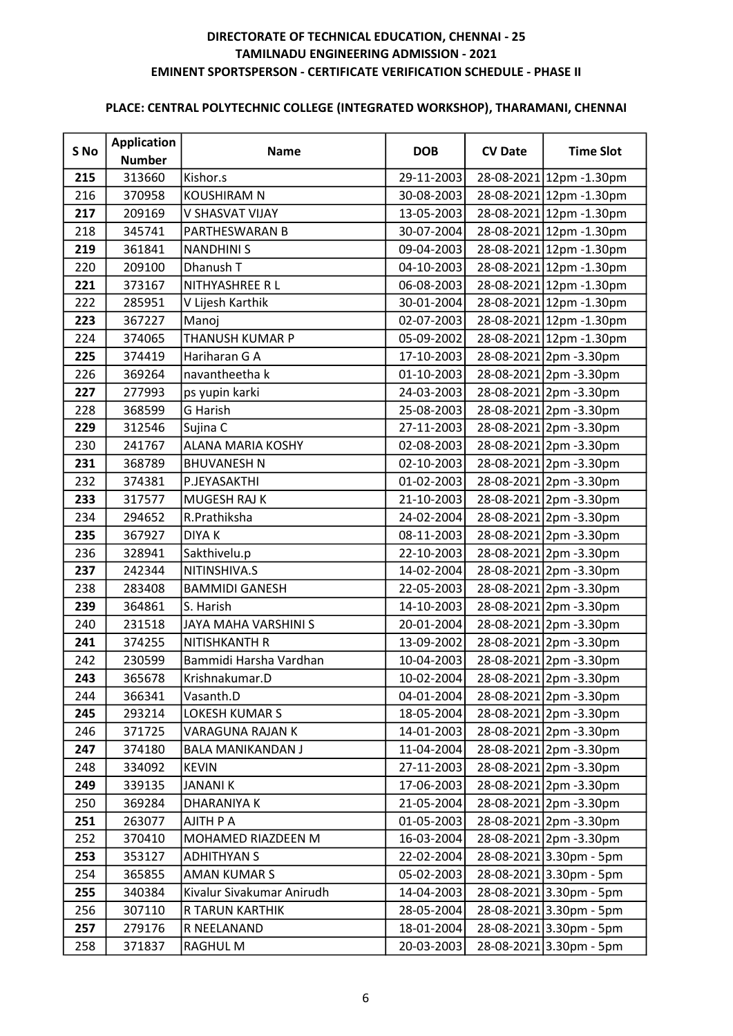**DIRECTORATE OF TECHNICAL EDUCATION, CHENNAI - 25**
**TAMILNADU ENGINEERING ADMISSION - 2021**
**EMINENT SPORTSPERSON - CERTIFICATE VERIFICATION SCHEDULE - PHASE II**

**PLACE: CENTRAL POLYTECHNIC COLLEGE (INTEGRATED WORKSHOP), THARAMANI, CHENNAI**

| S No | Application Number | Name | DOB | CV Date | Time Slot |
|---|---|---|---|---|---|
| 215 | 313660 | Kishor.s | 29-11-2003 | 28-08-2021 | 12pm -1.30pm |
| 216 | 370958 | KOUSHIRAM N | 30-08-2003 | 28-08-2021 | 12pm -1.30pm |
| 217 | 209169 | V SHASVAT VIJAY | 13-05-2003 | 28-08-2021 | 12pm -1.30pm |
| 218 | 345741 | PARTHESWARAN B | 30-07-2004 | 28-08-2021 | 12pm -1.30pm |
| 219 | 361841 | NANDHINI S | 09-04-2003 | 28-08-2021 | 12pm -1.30pm |
| 220 | 209100 | Dhanush T | 04-10-2003 | 28-08-2021 | 12pm -1.30pm |
| 221 | 373167 | NITHYASHREE R L | 06-08-2003 | 28-08-2021 | 12pm -1.30pm |
| 222 | 285951 | V Lijesh Karthik | 30-01-2004 | 28-08-2021 | 12pm -1.30pm |
| 223 | 367227 | Manoj | 02-07-2003 | 28-08-2021 | 12pm -1.30pm |
| 224 | 374065 | THANUSH KUMAR P | 05-09-2002 | 28-08-2021 | 12pm -1.30pm |
| 225 | 374419 | Hariharan G A | 17-10-2003 | 28-08-2021 | 2pm -3.30pm |
| 226 | 369264 | navantheetha k | 01-10-2003 | 28-08-2021 | 2pm -3.30pm |
| 227 | 277993 | ps yupin karki | 24-03-2003 | 28-08-2021 | 2pm -3.30pm |
| 228 | 368599 | G Harish | 25-08-2003 | 28-08-2021 | 2pm -3.30pm |
| 229 | 312546 | Sujina C | 27-11-2003 | 28-08-2021 | 2pm -3.30pm |
| 230 | 241767 | ALANA MARIA KOSHY | 02-08-2003 | 28-08-2021 | 2pm -3.30pm |
| 231 | 368789 | BHUVANESH N | 02-10-2003 | 28-08-2021 | 2pm -3.30pm |
| 232 | 374381 | P.JEYASAKTHI | 01-02-2003 | 28-08-2021 | 2pm -3.30pm |
| 233 | 317577 | MUGESH RAJ K | 21-10-2003 | 28-08-2021 | 2pm -3.30pm |
| 234 | 294652 | R.Prathiksha | 24-02-2004 | 28-08-2021 | 2pm -3.30pm |
| 235 | 367927 | DIYA K | 08-11-2003 | 28-08-2021 | 2pm -3.30pm |
| 236 | 328941 | Sakthivelu.p | 22-10-2003 | 28-08-2021 | 2pm -3.30pm |
| 237 | 242344 | NITINSHIVA.S | 14-02-2004 | 28-08-2021 | 2pm -3.30pm |
| 238 | 283408 | BAMMIDI GANESH | 22-05-2003 | 28-08-2021 | 2pm -3.30pm |
| 239 | 364861 | S. Harish | 14-10-2003 | 28-08-2021 | 2pm -3.30pm |
| 240 | 231518 | JAYA MAHA VARSHINI S | 20-01-2004 | 28-08-2021 | 2pm -3.30pm |
| 241 | 374255 | NITISHKANTH R | 13-09-2002 | 28-08-2021 | 2pm -3.30pm |
| 242 | 230599 | Bammidi Harsha Vardhan | 10-04-2003 | 28-08-2021 | 2pm -3.30pm |
| 243 | 365678 | Krishnakumar.D | 10-02-2004 | 28-08-2021 | 2pm -3.30pm |
| 244 | 366341 | Vasanth.D | 04-01-2004 | 28-08-2021 | 2pm -3.30pm |
| 245 | 293214 | LOKESH KUMAR S | 18-05-2004 | 28-08-2021 | 2pm -3.30pm |
| 246 | 371725 | VARAGUNA RAJAN K | 14-01-2003 | 28-08-2021 | 2pm -3.30pm |
| 247 | 374180 | BALA MANIKANDAN J | 11-04-2004 | 28-08-2021 | 2pm -3.30pm |
| 248 | 334092 | KEVIN | 27-11-2003 | 28-08-2021 | 2pm -3.30pm |
| 249 | 339135 | JANANI K | 17-06-2003 | 28-08-2021 | 2pm -3.30pm |
| 250 | 369284 | DHARANIYA K | 21-05-2004 | 28-08-2021 | 2pm -3.30pm |
| 251 | 263077 | AJITH P A | 01-05-2003 | 28-08-2021 | 2pm -3.30pm |
| 252 | 370410 | MOHAMED RIAZDEEN M | 16-03-2004 | 28-08-2021 | 2pm -3.30pm |
| 253 | 353127 | ADHITHYAN S | 22-02-2004 | 28-08-2021 | 3.30pm - 5pm |
| 254 | 365855 | AMAN KUMAR S | 05-02-2003 | 28-08-2021 | 3.30pm - 5pm |
| 255 | 340384 | Kivalur Sivakumar Anirudh | 14-04-2003 | 28-08-2021 | 3.30pm - 5pm |
| 256 | 307110 | R TARUN KARTHIK | 28-05-2004 | 28-08-2021 | 3.30pm - 5pm |
| 257 | 279176 | R NEELANAND | 18-01-2004 | 28-08-2021 | 3.30pm - 5pm |
| 258 | 371837 | RAGHUL M | 20-03-2003 | 28-08-2021 | 3.30pm - 5pm |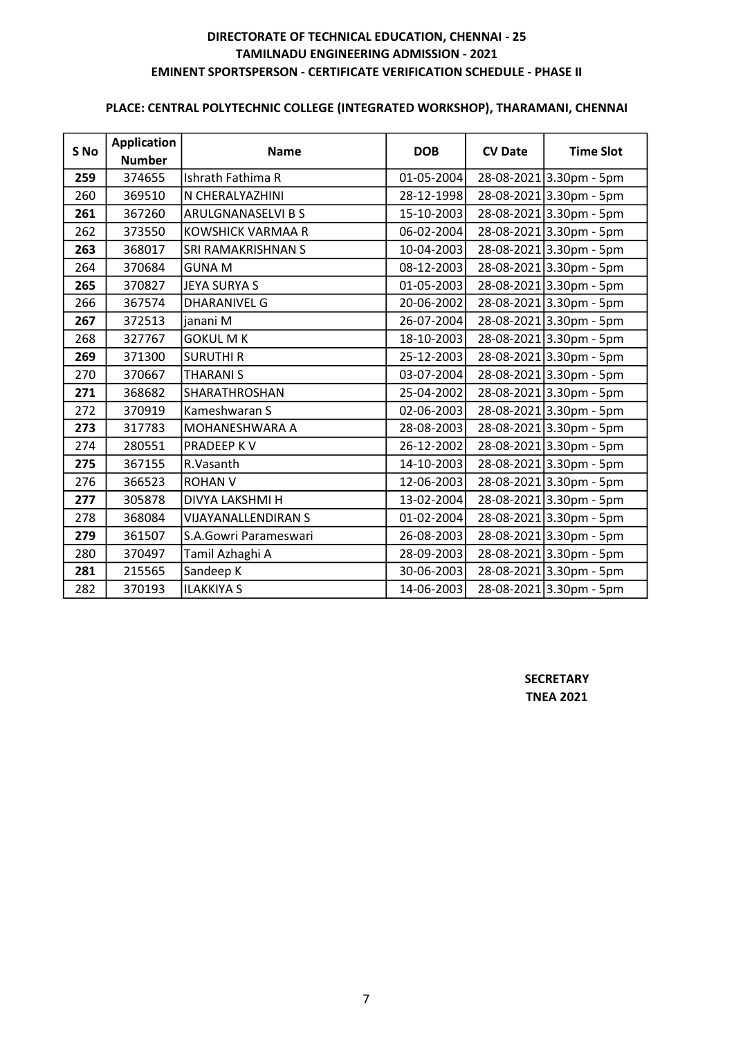**DIRECTORATE OF TECHNICAL EDUCATION, CHENNAI - 25**
**TAMILNADU ENGINEERING ADMISSION - 2021**
**EMINENT SPORTSPERSON - CERTIFICATE VERIFICATION SCHEDULE - PHASE II**

**PLACE: CENTRAL POLYTECHNIC COLLEGE (INTEGRATED WORKSHOP), THARAMANI, CHENNAI**

| S No | Application Number | Name | DOB | CV Date | Time Slot |
|---|---|---|---|---|---|
| **259** | 374655 | Ishrath Fathima R | 01-05-2004 | 28-08-2021 | 3.30pm - 5pm |
| 260 | 369510 | N CHERALYAZHINI | 28-12-1998 | 28-08-2021 | 3.30pm - 5pm |
| **261** | 367260 | ARULGNANASELVI B S | 15-10-2003 | 28-08-2021 | 3.30pm - 5pm |
| 262 | 373550 | KOWSHICK VARMAA R | 06-02-2004 | 28-08-2021 | 3.30pm - 5pm |
| **263** | 368017 | SRI RAMAKRISHNAN S | 10-04-2003 | 28-08-2021 | 3.30pm - 5pm |
| 264 | 370684 | GUNA M | 08-12-2003 | 28-08-2021 | 3.30pm - 5pm |
| **265** | 370827 | JEYA SURYA S | 01-05-2003 | 28-08-2021 | 3.30pm - 5pm |
| 266 | 367574 | DHARANIVEL G | 20-06-2002 | 28-08-2021 | 3.30pm - 5pm |
| **267** | 372513 | janani M | 26-07-2004 | 28-08-2021 | 3.30pm - 5pm |
| 268 | 327767 | GOKUL M K | 18-10-2003 | 28-08-2021 | 3.30pm - 5pm |
| **269** | 371300 | SURUTHI R | 25-12-2003 | 28-08-2021 | 3.30pm - 5pm |
| 270 | 370667 | THARANI S | 03-07-2004 | 28-08-2021 | 3.30pm - 5pm |
| **271** | 368682 | SHARATHROSHAN | 25-04-2002 | 28-08-2021 | 3.30pm - 5pm |
| 272 | 370919 | Kameshwaran S | 02-06-2003 | 28-08-2021 | 3.30pm - 5pm |
| **273** | 317783 | MOHANESHWARA A | 28-08-2003 | 28-08-2021 | 3.30pm - 5pm |
| 274 | 280551 | PRADEEP K V | 26-12-2002 | 28-08-2021 | 3.30pm - 5pm |
| **275** | 367155 | R.Vasanth | 14-10-2003 | 28-08-2021 | 3.30pm - 5pm |
| 276 | 366523 | ROHAN V | 12-06-2003 | 28-08-2021 | 3.30pm - 5pm |
| **277** | 305878 | DIVYA LAKSHMI H | 13-02-2004 | 28-08-2021 | 3.30pm - 5pm |
| 278 | 368084 | VIJAYANALLENDIRAN S | 01-02-2004 | 28-08-2021 | 3.30pm - 5pm |
| **279** | 361507 | S.A.Gowri Parameswari | 26-08-2003 | 28-08-2021 | 3.30pm - 5pm |
| 280 | 370497 | Tamil Azhaghi A | 28-09-2003 | 28-08-2021 | 3.30pm - 5pm |
| **281** | 215565 | Sandeep K | 30-06-2003 | 28-08-2021 | 3.30pm - 5pm |
| 282 | 370193 | ILAKKIYA S | 14-06-2003 | 28-08-2021 | 3.30pm - 5pm |

**SECRETARY**
**TNEA 2021**